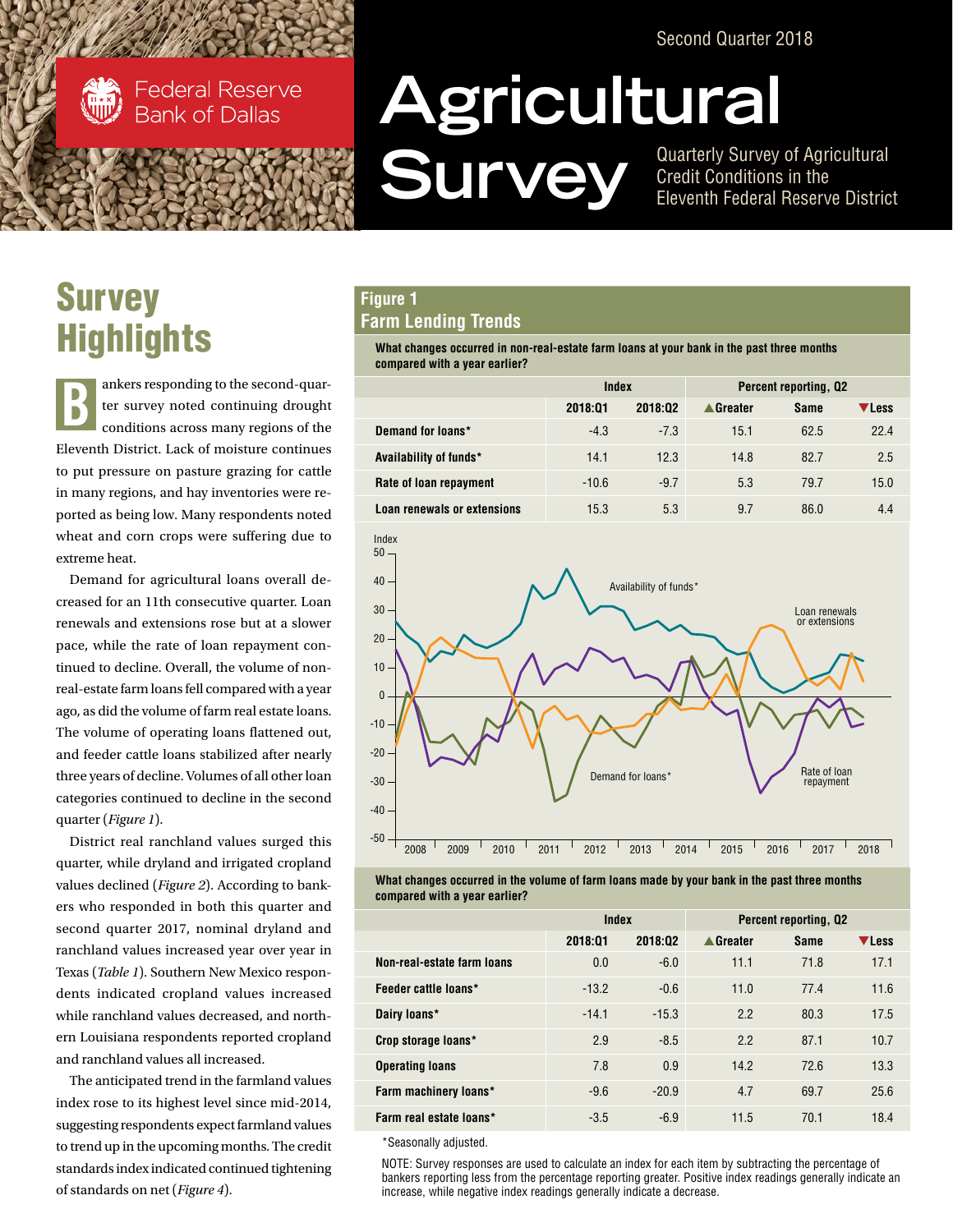Second Quarter 2018

Federal Reserve Bank of Dallas

# Agricultural Survey

Quarterly Survey of Agricultural Credit Conditions in the Eleventh Federal Reserve District

## Survey Highlights

Bankers responding to the second-quarter survey noted continuing drought conditions across many regions of the Eleventh District. Lack of moisture continues to put pressure on pasture grazing for cattle in many regions, and hay inventories were reported as being low. Many respondents noted wheat and corn crops were suffering due to extreme heat.

Demand for agricultural loans overall decreased for an 11th consecutive quarter. Loan renewals and extensions rose but at a slower pace, while the rate of loan repayment continued to decline. Overall, the volume of non-real-estate farm loans fell compared with a year ago, as did the volume of farm real estate loans. The volume of operating loans flattened out, and feeder cattle loans stabilized after nearly three years of decline. Volumes of all other loan categories continued to decline in the second quarter (*Figure 1*).

District real ranchland values surged this quarter, while dryland and irrigated cropland values declined (*Figure 2*). According to bankers who responded in both this quarter and second quarter 2017, nominal dryland and ranchland values increased year over year in Texas (*Table 1*). Southern New Mexico respondents indicated cropland values increased while ranchland values decreased, and northern Louisiana respondents reported cropland and ranchland values all increased.

The anticipated trend in the farmland values index rose to its highest level since mid-2014, suggesting respondents expect farmland values to trend up in the upcoming months. The credit standards index indicated continued tightening of standards on net (*Figure 4*).

### Figure 1
### Farm Lending Trends

**What changes occurred in non-real-estate farm loans at your bank in the past three months compared with a year earlier?**

| | Index | | Percent reporting, Q2 | | |
|---|---|---|---|---|---|
| | 2018:Q1 | 2018:Q2 | ▲Greater | Same | ▼Less |
| Demand for loans* | -4.3 | -7.3 | 15.1 | 62.5 | 22.4 |
| Availability of funds* | 14.1 | 12.3 | 14.8 | 82.7 | 2.5 |
| Rate of loan repayment | -10.6 | -9.7 | 5.3 | 79.7 | 15.0 |
| Loan renewals or extensions | 15.3 | 5.3 | 9.7 | 86.0 | 4.4 |

**What changes occurred in the volume of farm loans made by your bank in the past three months compared with a year earlier?**

| | Index | | Percent reporting, Q2 | | |
|---|---|---|---|---|---|
| | 2018:Q1 | 2018:Q2 | ▲Greater | Same | ▼Less |
| Non-real-estate farm loans | 0.0 | -6.0 | 11.1 | 71.8 | 17.1 |
| Feeder cattle loans* | -13.2 | -0.6 | 11.0 | 77.4 | 11.6 |
| Dairy loans* | -14.1 | -15.3 | 2.2 | 80.3 | 17.5 |
| Crop storage loans* | 2.9 | -8.5 | 2.2 | 87.1 | 10.7 |
| Operating loans | 7.8 | 0.9 | 14.2 | 72.6 | 13.3 |
| Farm machinery loans* | -9.6 | -20.9 | 4.7 | 69.7 | 25.6 |
| Farm real estate loans* | -3.5 | -6.9 | 11.5 | 70.1 | 18.4 |

*Seasonally adjusted.

NOTE: Survey responses are used to calculate an index for each item by subtracting the percentage of bankers reporting less from the percentage reporting greater. Positive index readings generally indicate an increase, while negative index readings generally indicate a decrease.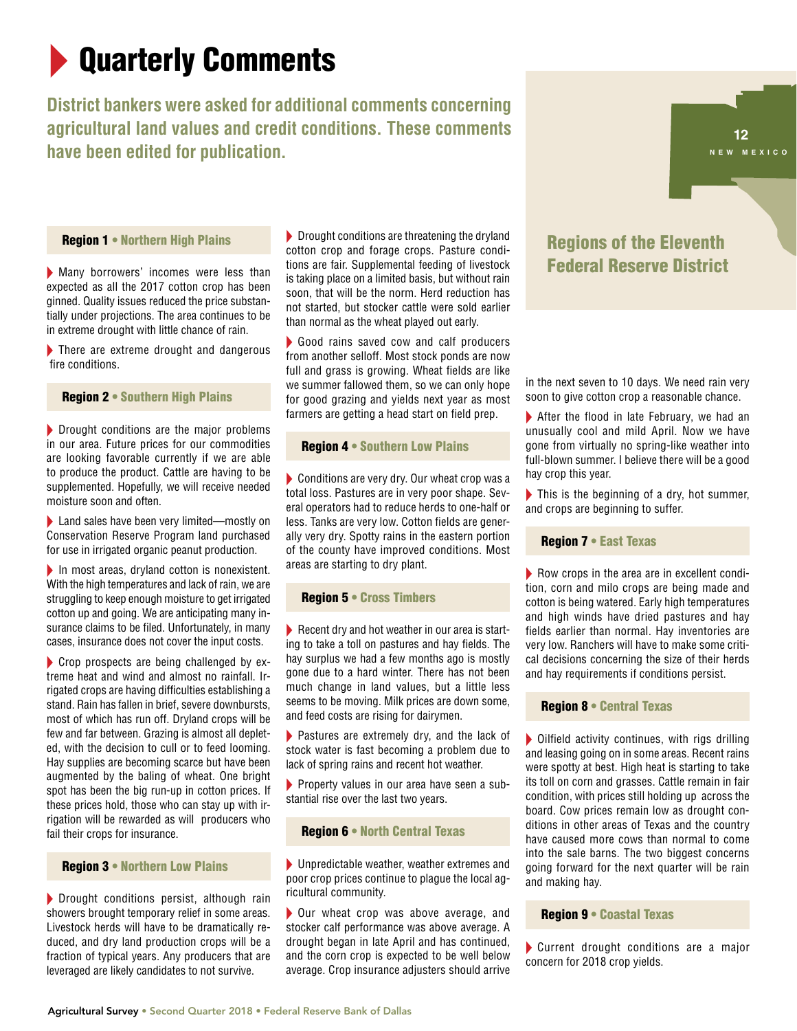# Quarterly Comments

**District bankers were asked for additional comments concerning agricultural land values and credit conditions. These comments have been edited for publication.**

## Region 1 • Northern High Plains

- Many borrowers' incomes were less than expected as all the 2017 cotton crop has been ginned. Quality issues reduced the price substantially under projections. The area continues to be in extreme drought with little chance of rain.
- There are extreme drought and dangerous fire conditions.

## Region 2 • Southern High Plains

- Drought conditions are the major problems in our area. Future prices for our commodities are looking favorable currently if we are able to produce the product. Cattle are having to be supplemented. Hopefully, we will receive needed moisture soon and often.
- Land sales have been very limited—mostly on Conservation Reserve Program land purchased for use in irrigated organic peanut production.
- In most areas, dryland cotton is nonexistent. With the high temperatures and lack of rain, we are struggling to keep enough moisture to get irrigated cotton up and going. We are anticipating many insurance claims to be filed. Unfortunately, in many cases, insurance does not cover the input costs.
- Crop prospects are being challenged by extreme heat and wind and almost no rainfall. Irrigated crops are having difficulties establishing a stand. Rain has fallen in brief, severe downbursts, most of which has run off. Dryland crops will be few and far between. Grazing is almost all depleted, with the decision to cull or to feed looming. Hay supplies are becoming scarce but have been augmented by the baling of wheat. One bright spot has been the big run-up in cotton prices. If these prices hold, those who can stay up with irrigation will be rewarded as will producers who fail their crops for insurance.

## Region 3 • Northern Low Plains

- Drought conditions persist, although rain showers brought temporary relief in some areas. Livestock herds will have to be dramatically reduced, and dry land production crops will be a fraction of typical years. Any producers that are leveraged are likely candidates to not survive.
- Drought conditions are threatening the dryland cotton crop and forage crops. Pasture conditions are fair. Supplemental feeding of livestock is taking place on a limited basis, but without rain soon, that will be the norm. Herd reduction has not started, but stocker cattle were sold earlier than normal as the wheat played out early.
- Good rains saved cow and calf producers from another selloff. Most stock ponds are now full and grass is growing. Wheat fields are like we summer fallowed them, so we can only hope for good grazing and yields next year as most farmers are getting a head start on field prep.

## Region 4 • Southern Low Plains

- Conditions are very dry. Our wheat crop was a total loss. Pastures are in very poor shape. Several operators had to reduce herds to one-half or less. Tanks are very low. Cotton fields are generally very dry. Spotty rains in the eastern portion of the county have improved conditions. Most areas are starting to dry plant.

## Region 5 • Cross Timbers

- Recent dry and hot weather in our area is starting to take a toll on pastures and hay fields. The hay surplus we had a few months ago is mostly gone due to a hard winter. There has not been much change in land values, but a little less seems to be moving. Milk prices are down some, and feed costs are rising for dairymen.
- Pastures are extremely dry, and the lack of stock water is fast becoming a problem due to lack of spring rains and recent hot weather.
- Property values in our area have seen a substantial rise over the last two years.

## Region 6 • North Central Texas

- Unpredictable weather, weather extremes and poor crop prices continue to plague the local agricultural community.
- Our wheat crop was above average, and stocker calf performance was above average. A drought began in late April and has continued, and the corn crop is expected to be well below average. Crop insurance adjusters should arrive in the next seven to 10 days. We need rain very soon to give cotton crop a reasonable chance.
- After the flood in late February, we had an unusually cool and mild April. Now we have gone from virtually no spring-like weather into full-blown summer. I believe there will be a good hay crop this year.
- This is the beginning of a dry, hot summer, and crops are beginning to suffer.

## Region 7 • East Texas

- Row crops in the area are in excellent condition, corn and milo crops are being made and cotton is being watered. Early high temperatures and high winds have dried pastures and hay fields earlier than normal. Hay inventories are very low. Ranchers will have to make some critical decisions concerning the size of their herds and hay requirements if conditions persist.

## Region 8 • Central Texas

- Oilfield activity continues, with rigs drilling and leasing going on in some areas. Recent rains were spotty at best. High heat is starting to take its toll on corn and grasses. Cattle remain in fair condition, with prices still holding up across the board. Cow prices remain low as drought conditions in other areas of Texas and the country have caused more cows than normal to come into the sale barns. The two biggest concerns going forward for the next quarter will be rain and making hay.

## Region 9 • Coastal Texas

- Current drought conditions are a major concern for 2018 crop yields.

## Regions of the Eleventh Federal Reserve District

12 NEW MEXICO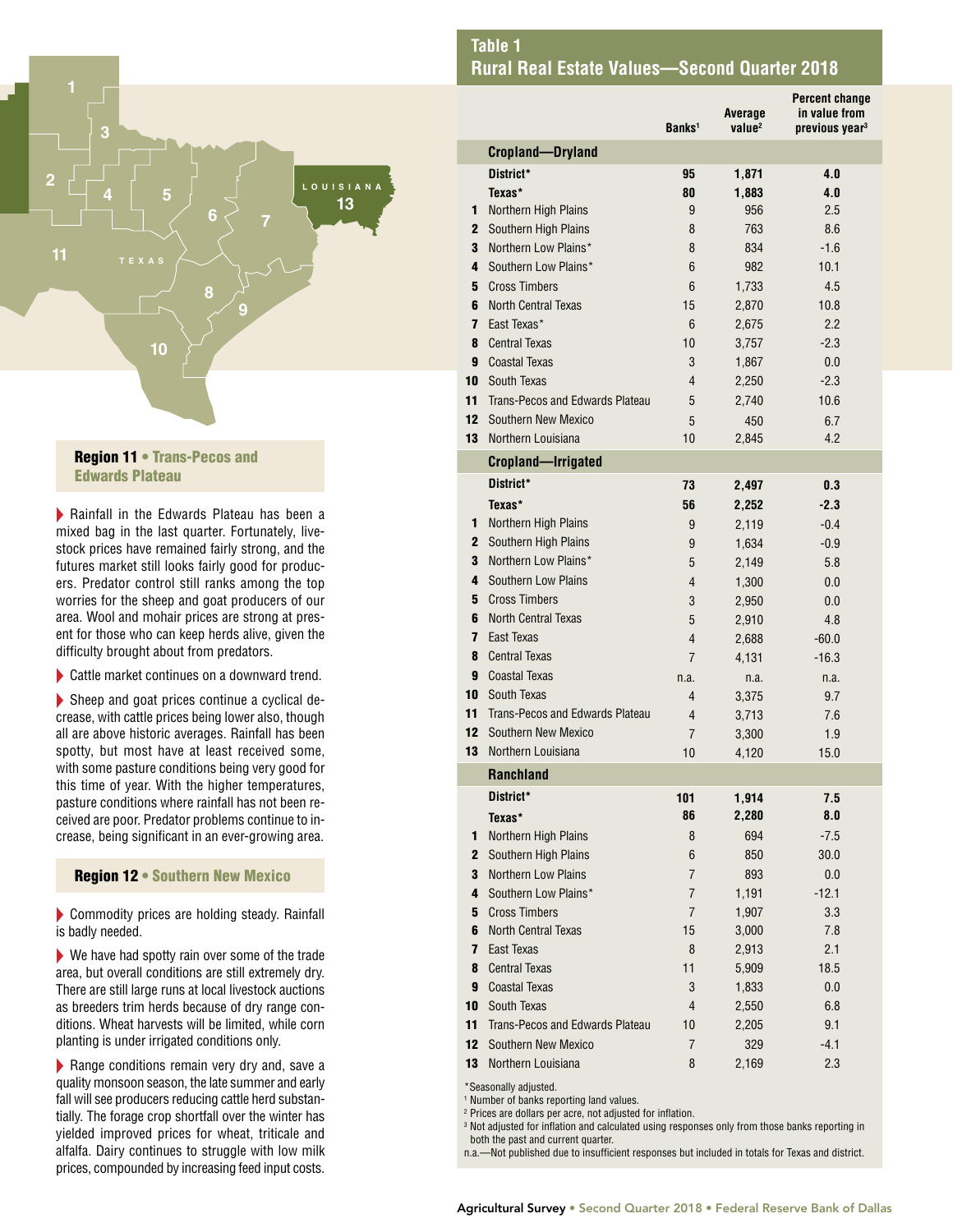## Region 11 • Trans-Pecos and Edwards Plateau

- Rainfall in the Edwards Plateau has been a mixed bag in the last quarter. Fortunately, livestock prices have remained fairly strong, and the futures market still looks fairly good for producers. Predator control still ranks among the top worries for the sheep and goat producers of our area. Wool and mohair prices are strong at present for those who can keep herds alive, given the difficulty brought about from predators.
- Cattle market continues on a downward trend.
- Sheep and goat prices continue a cyclical decrease, with cattle prices being lower also, though all are above historic averages. Rainfall has been spotty, but most have at least received some, with some pasture conditions being very good for this time of year. With the higher temperatures, pasture conditions where rainfall has not been received are poor. Predator problems continue to increase, being significant in an ever-growing area.

## Region 12 • Southern New Mexico

- Commodity prices are holding steady. Rainfall is badly needed.
- We have had spotty rain over some of the trade area, but overall conditions are still extremely dry. There are still large runs at local livestock auctions as breeders trim herds because of dry range conditions. Wheat harvests will be limited, while corn planting is under irrigated conditions only.
- Range conditions remain very dry and, save a quality monsoon season, the late summer and early fall will see producers reducing cattle herd substantially. The forage crop shortfall over the winter has yielded improved prices for wheat, triticale and alfalfa. Dairy continues to struggle with low milk prices, compounded by increasing feed input costs.

## Table 1
## Rural Real Estate Values—Second Quarter 2018

| | | Banks[1] | Average value[2] | Percent change in value from previous year[3] |
|---|---|---|---|---|
| | **Cropland—Dryland** | | | |
| | **District*** | **95** | **1,871** | **4.0** |
| | **Texas*** | **80** | **1,883** | **4.0** |
| 1 | Northern High Plains | 9 | 956 | 2.5 |
| 2 | Southern High Plains | 8 | 763 | 8.6 |
| 3 | Northern Low Plains* | 8 | 834 | -1.6 |
| 4 | Southern Low Plains* | 6 | 982 | 10.1 |
| 5 | Cross Timbers | 6 | 1,733 | 4.5 |
| 6 | North Central Texas | 15 | 2,870 | 10.8 |
| 7 | East Texas* | 6 | 2,675 | 2.2 |
| 8 | Central Texas | 10 | 3,757 | -2.3 |
| 9 | Coastal Texas | 3 | 1,867 | 0.0 |
| 10 | South Texas | 4 | 2,250 | -2.3 |
| 11 | Trans-Pecos and Edwards Plateau | 5 | 2,740 | 10.6 |
| 12 | Southern New Mexico | 5 | 450 | 6.7 |
| 13 | Northern Louisiana | 10 | 2,845 | 4.2 |
| | **Cropland—Irrigated** | | | |
| | **District*** | **73** | **2,497** | **0.3** |
| | **Texas*** | **56** | **2,252** | **-2.3** |
| 1 | Northern High Plains | 9 | 2,119 | -0.4 |
| 2 | Southern High Plains | 9 | 1,634 | -0.9 |
| 3 | Northern Low Plains* | 5 | 2,149 | 5.8 |
| 4 | Southern Low Plains | 4 | 1,300 | 0.0 |
| 5 | Cross Timbers | 3 | 2,950 | 0.0 |
| 6 | North Central Texas | 5 | 2,910 | 4.8 |
| 7 | East Texas | 4 | 2,688 | -60.0 |
| 8 | Central Texas | 7 | 4,131 | -16.3 |
| 9 | Coastal Texas | n.a. | n.a. | n.a. |
| 10 | South Texas | 4 | 3,375 | 9.7 |
| 11 | Trans-Pecos and Edwards Plateau | 4 | 3,713 | 7.6 |
| 12 | Southern New Mexico | 7 | 3,300 | 1.9 |
| 13 | Northern Louisiana | 10 | 4,120 | 15.0 |
| | **Ranchland** | | | |
| | **District*** | **101** | **1,914** | **7.5** |
| | **Texas*** | **86** | **2,280** | **8.0** |
| 1 | Northern High Plains | 8 | 694 | -7.5 |
| 2 | Southern High Plains | 6 | 850 | 30.0 |
| 3 | Northern Low Plains | 7 | 893 | 0.0 |
| 4 | Southern Low Plains* | 7 | 1,191 | -12.1 |
| 5 | Cross Timbers | 7 | 1,907 | 3.3 |
| 6 | North Central Texas | 15 | 3,000 | 7.8 |
| 7 | East Texas | 8 | 2,913 | 2.1 |
| 8 | Central Texas | 11 | 5,909 | 18.5 |
| 9 | Coastal Texas | 3 | 1,833 | 0.0 |
| 10 | South Texas | 4 | 2,550 | 6.8 |
| 11 | Trans-Pecos and Edwards Plateau | 10 | 2,205 | 9.1 |
| 12 | Southern New Mexico | 7 | 329 | -4.1 |
| 13 | Northern Louisiana | 8 | 2,169 | 2.3 |

*Seasonally adjusted.
[1] Number of banks reporting land values.
[2] Prices are dollars per acre, not adjusted for inflation.
[3] Not adjusted for inflation and calculated using responses only from those banks reporting in both the past and current quarter.
n.a.—Not published due to insufficient responses but included in totals for Texas and district.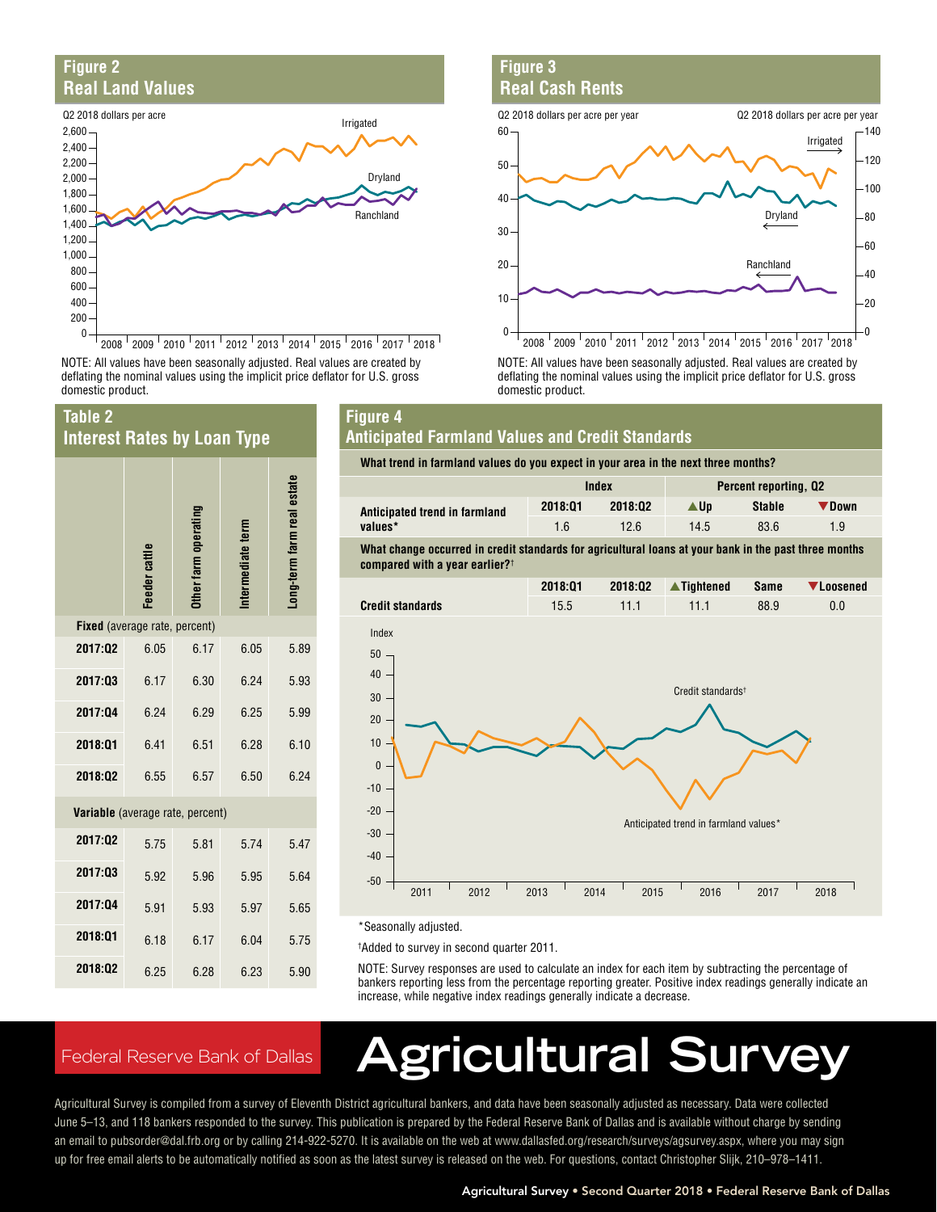## Figure 2
## Real Land Values

Q2 2018 dollars per acre

2,600
2,400
2,200
2,000
1,800
1,600
1,400
1,200
1,000
800
600
400
200
0

2008 2009 2010 2011 2012 2013 2014 2015 2016 2017 2018

Irrigated
Dryland
Ranchland

NOTE: All values have been seasonally adjusted. Real values are created by deflating the nominal values using the implicit price deflator for U.S. gross domestic product.

## Figure 3
## Real Cash Rents

Q2 2018 dollars per acre per year

Q2 2018 dollars per acre per year

60
50
40
30
20
10
0

140
120
100
80
60
40
20
0

2008 2009 2010 2011 2012 2013 2014 2015 2016 2017 2018

Irrigated
Dryland
Ranchland

NOTE: All values have been seasonally adjusted. Real values are created by deflating the nominal values using the implicit price deflator for U.S. gross domestic product.

## Table 2
## Interest Rates by Loan Type

| | Feeder cattle | Other farm operating | Intermediate term | Long-term farm real estate |
|---|---|---|---|---|
| **Fixed** (average rate, percent) | | | | |
| **2017:Q2** | 6.05 | 6.17 | 6.05 | 5.89 |
| **2017:Q3** | 6.17 | 6.30 | 6.24 | 5.93 |
| **2017:Q4** | 6.24 | 6.29 | 6.25 | 5.99 |
| **2018:Q1** | 6.41 | 6.51 | 6.28 | 6.10 |
| **2018:Q2** | 6.55 | 6.57 | 6.50 | 6.24 |
| **Variable** (average rate, percent) | | | | |
| **2017:Q2** | 5.75 | 5.81 | 5.74 | 5.47 |
| **2017:Q3** | 5.92 | 5.96 | 5.95 | 5.64 |
| **2017:Q4** | 5.91 | 5.93 | 5.97 | 5.65 |
| **2018:Q1** | 6.18 | 6.17 | 6.04 | 5.75 |
| **2018:Q2** | 6.25 | 6.28 | 6.23 | 5.90 |

## Figure 4
## Anticipated Farmland Values and Credit Standards

**What trend in farmland values do you expect in your area in the next three months?**

| | Index | | Percent reporting, Q2 | | |
|---|---|---|---|---|---|
| | 2018:Q1 | 2018:Q2 | ▲Up | Stable | ▼Down |
| **Anticipated trend in farmland values*** | 1.6 | 12.6 | 14.5 | 83.6 | 1.9 |

**What change occurred in credit standards for agricultural loans at your bank in the past three months compared with a year earlier?†**

| | 2018:Q1 | 2018:Q2 | ▲Tightened | Same | ▼Loosened |
|---|---|---|---|---|---|
| **Credit standards** | 15.5 | 11.1 | 11.1 | 88.9 | 0.0 |

Index

50
40
30
20
10
0
-10
-20
-30
-40
-50

2011 2012 2013 2014 2015 2016 2017 2018

Credit standards†

Anticipated trend in farmland values*

*Seasonally adjusted.

†Added to survey in second quarter 2011.

NOTE: Survey responses are used to calculate an index for each item by subtracting the percentage of bankers reporting less from the percentage reporting greater. Positive index readings generally indicate an increase, while negative index readings generally indicate a decrease.

Federal Reserve Bank of Dallas

# Agricultural Survey

Agricultural Survey is compiled from a survey of Eleventh District agricultural bankers, and data have been seasonally adjusted as necessary. Data were collected June 5–13, and 118 bankers responded to the survey. This publication is prepared by the Federal Reserve Bank of Dallas and is available without charge by sending an email to pubsorder@dal.frb.org or by calling 214-922-5270. It is available on the web at www.dallasfed.org/research/surveys/agsurvey.aspx, where you may sign up for free email alerts to be automatically notified as soon as the latest survey is released on the web. For questions, contact Christopher Slijk, 210–978–1411.